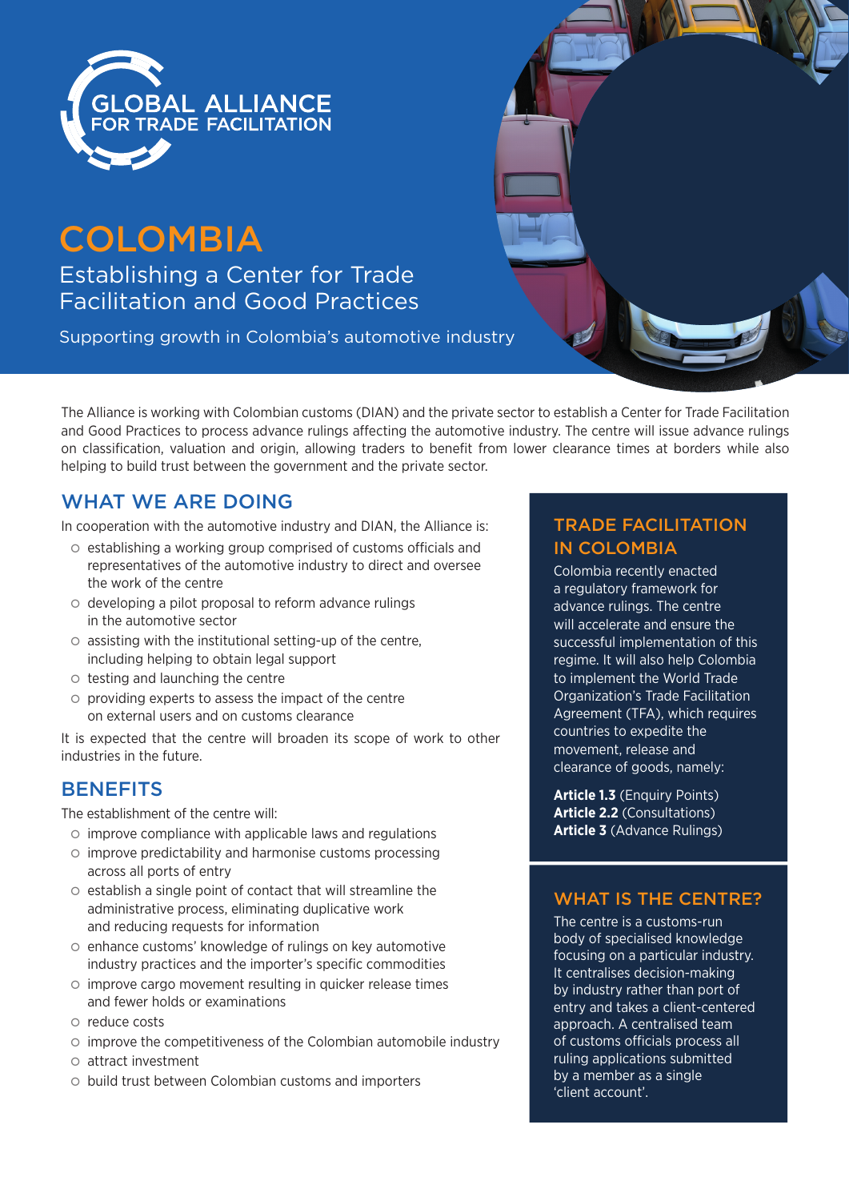GLOBAL ALLIANCE FOR TRADE FACILITATION

# COLOMBIA

## Establishing a Center for Trade Facilitation and Good Practices

Supporting growth in Colombia's automotive industry

The Alliance is working with Colombian customs (DIAN) and the private sector to establish a Center for Trade Facilitation and Good Practices to process advance rulings affecting the automotive industry. The centre will issue advance rulings on classification, valuation and origin, allowing traders to benefit from lower clearance times at borders while also helping to build trust between the government and the private sector.

## WHAT WE ARE DOING

In cooperation with the automotive industry and DIAN, the Alliance is:

- establishing a working group comprised of customs officials and representatives of the automotive industry to direct and oversee the work of the centre
- developing a pilot proposal to reform advance rulings in the automotive sector
- assisting with the institutional setting-up of the centre, including helping to obtain legal support
- testing and launching the centre
- providing experts to assess the impact of the centre on external users and on customs clearance

It is expected that the centre will broaden its scope of work to other industries in the future.

## BENEFITS

The establishment of the centre will:

- improve compliance with applicable laws and regulations
- improve predictability and harmonise customs processing across all ports of entry
- establish a single point of contact that will streamline the administrative process, eliminating duplicative work and reducing requests for information
- enhance customs' knowledge of rulings on key automotive industry practices and the importer's specific commodities
- improve cargo movement resulting in quicker release times and fewer holds or examinations
- reduce costs
- improve the competitiveness of the Colombian automobile industry
- attract investment
- build trust between Colombian customs and importers

## TRADE FACILITATION IN COLOMBIA

Colombia recently enacted a regulatory framework for advance rulings. The centre will accelerate and ensure the successful implementation of this regime. It will also help Colombia to implement the World Trade Organization's Trade Facilitation Agreement (TFA), which requires countries to expedite the movement, release and clearance of goods, namely:

**Article 1.3** (Enquiry Points)
**Article 2.2** (Consultations)
**Article 3** (Advance Rulings)

## WHAT IS THE CENTRE?

The centre is a customs-run body of specialised knowledge focusing on a particular industry. It centralises decision-making by industry rather than port of entry and takes a client-centered approach. A centralised team of customs officials process all ruling applications submitted by a member as a single 'client account'.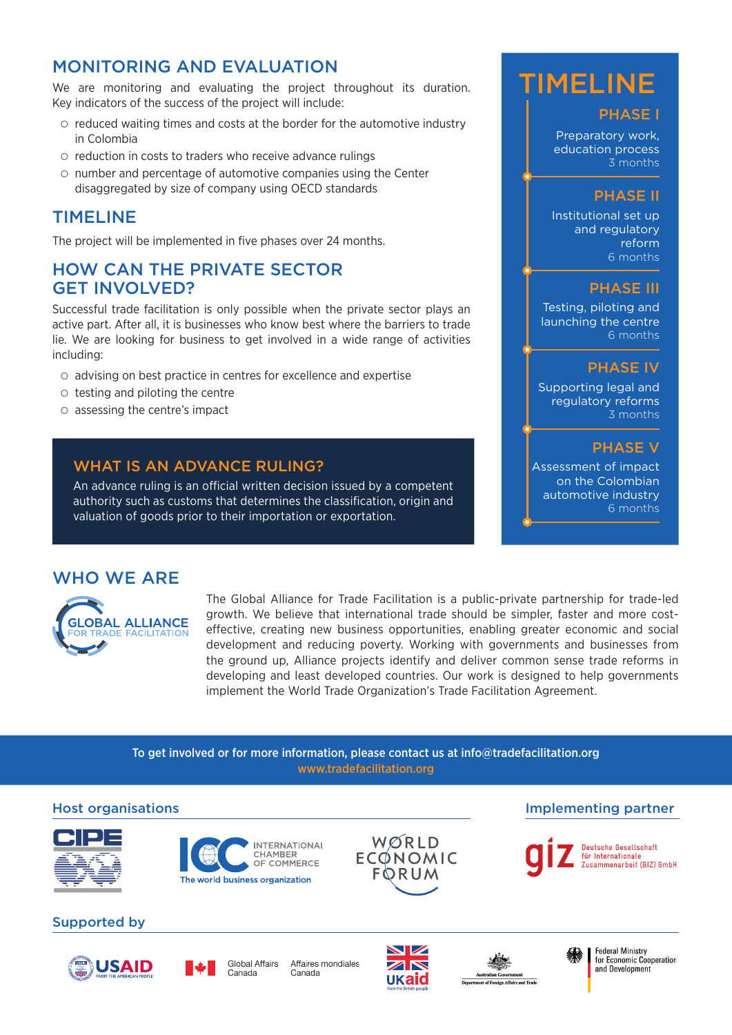## MONITORING AND EVALUATION

We are monitoring and evaluating the project throughout its duration. Key indicators of the success of the project will include:

- reduced waiting times and costs at the border for the automotive industry in Colombia
- reduction in costs to traders who receive advance rulings
- number and percentage of automotive companies using the Center disaggregated by size of company using OECD standards

## TIMELINE

The project will be implemented in five phases over 24 months.

## HOW CAN THE PRIVATE SECTOR GET INVOLVED?

Successful trade facilitation is only possible when the private sector plays an active part. After all, it is businesses who know best where the barriers to trade lie. We are looking for business to get involved in a wide range of activities including:

- advising on best practice in centres for excellence and expertise
- testing and piloting the centre
- assessing the centre's impact

### WHAT IS AN ADVANCE RULING?

An advance ruling is an official written decision issued by a competent authority such as customs that determines the classification, origin and valuation of goods prior to their importation or exportation.

## TIMELINE

### PHASE I

Preparatory work, education process
3 months

### PHASE II

Institutional set up and regulatory reform
6 months

### PHASE III

Testing, piloting and launching the centre
6 months

### PHASE IV

Supporting legal and regulatory reforms
3 months

### PHASE V

Assessment of impact on the Colombian automotive industry
6 months

## WHO WE ARE

GLOBAL ALLIANCE FOR TRADE FACILITATION

The Global Alliance for Trade Facilitation is a public-private partnership for trade-led growth. We believe that international trade should be simpler, faster and more cost-effective, creating new business opportunities, enabling greater economic and social development and reducing poverty. Working with governments and businesses from the ground up, Alliance projects identify and deliver common sense trade reforms in developing and least developed countries. Our work is designed to help governments implement the World Trade Organization's Trade Facilitation Agreement.

**To get involved or for more information, please contact us at info@tradefacilitation.org**
www.tradefacilitation.org

### Host organisations

CIPE

INTERNATIONAL CHAMBER OF COMMERCE
The world business organization

WORLD ECONOMIC FORUM

### Implementing partner

giz Deutsche Gesellschaft für Internationale Zusammenarbeit (GIZ) GmbH

### Supported by

USAID FROM THE AMERICAN PEOPLE

Global Affairs Canada / Affaires mondiales Canada

UKaid from the British people

Australian Government Department of Foreign Affairs and Trade

Federal Ministry for Economic Cooperation and Development